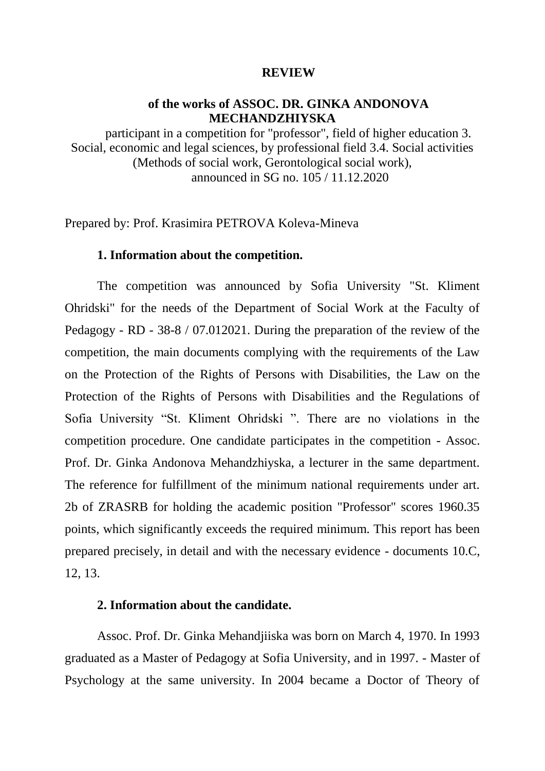**REVIEW**

**of the works of ASSOC. DR. GINKA ANDONOVA MECHANDZHIYSKA**

participant in a competition for "professor", field of higher education 3. Social, economic and legal sciences, by professional field 3.4. Social activities (Methods of social work, Gerontological social work), announced in SG no. 105 / 11.12.2020

Prepared by: Prof. Krasimira PETROVA Koleva-Mineva

**1. Information about the competition.**

The competition was announced by Sofia University "St. Kliment Ohridski" for the needs of the Department of Social Work at the Faculty of Pedagogy - RD - 38-8 / 07.012021. During the preparation of the review of the competition, the main documents complying with the requirements of the Law on the Protection of the Rights of Persons with Disabilities, the Law on the Protection of the Rights of Persons with Disabilities and the Regulations of Sofia University “St. Kliment Ohridski ”. There are no violations in the competition procedure. One candidate participates in the competition - Assoc. Prof. Dr. Ginka Andonova Mehandzhiyska, a lecturer in the same department. The reference for fulfillment of the minimum national requirements under art. 2b of ZRASRB for holding the academic position "Professor" scores 1960.35 points, which significantly exceeds the required minimum. This report has been prepared precisely, in detail and with the necessary evidence - documents 10.C, 12, 13.

**2. Information about the candidate.**

Assoc. Prof. Dr. Ginka Mehandjiiska was born on March 4, 1970. In 1993 graduated as a Master of Pedagogy at Sofia University, and in 1997. - Master of Psychology at the same university. In 2004 became a Doctor of Theory of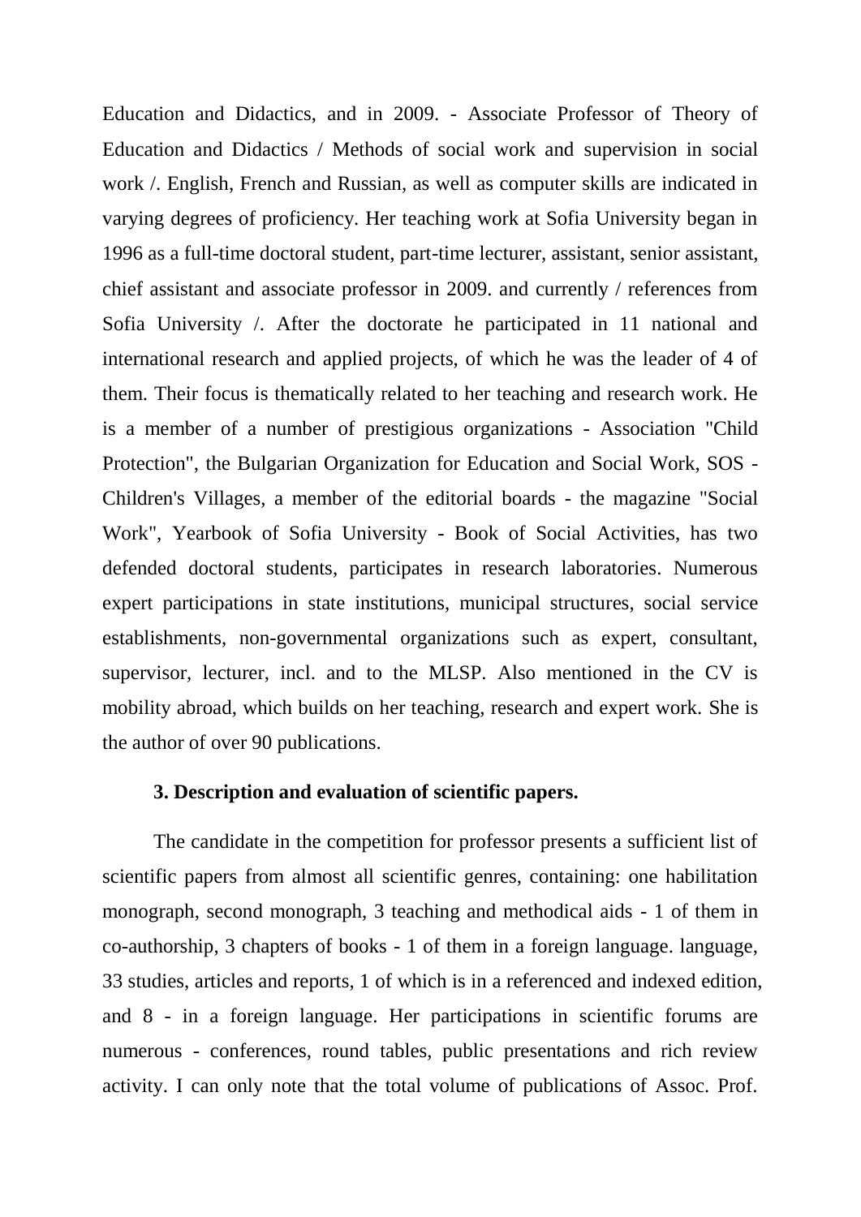Education and Didactics, and in 2009. - Associate Professor of Theory of Education and Didactics / Methods of social work and supervision in social work /. English, French and Russian, as well as computer skills are indicated in varying degrees of proficiency. Her teaching work at Sofia University began in 1996 as a full-time doctoral student, part-time lecturer, assistant, senior assistant, chief assistant and associate professor in 2009. and currently / references from Sofia University /. After the doctorate he participated in 11 national and international research and applied projects, of which he was the leader of 4 of them. Their focus is thematically related to her teaching and research work. He is a member of a number of prestigious organizations - Association "Child Protection", the Bulgarian Organization for Education and Social Work, SOS - Children's Villages, a member of the editorial boards - the magazine "Social Work", Yearbook of Sofia University - Book of Social Activities, has two defended doctoral students, participates in research laboratories. Numerous expert participations in state institutions, municipal structures, social service establishments, non-governmental organizations such as expert, consultant, supervisor, lecturer, incl. and to the MLSP. Also mentioned in the CV is mobility abroad, which builds on her teaching, research and expert work. She is the author of over 90 publications.

**3. Description and evaluation of scientific papers.**

The candidate in the competition for professor presents a sufficient list of scientific papers from almost all scientific genres, containing: one habilitation monograph, second monograph, 3 teaching and methodical aids - 1 of them in co-authorship, 3 chapters of books - 1 of them in a foreign language. language, 33 studies, articles and reports, 1 of which is in a referenced and indexed edition, and 8 - in a foreign language. Her participations in scientific forums are numerous - conferences, round tables, public presentations and rich review activity. I can only note that the total volume of publications of Assoc. Prof.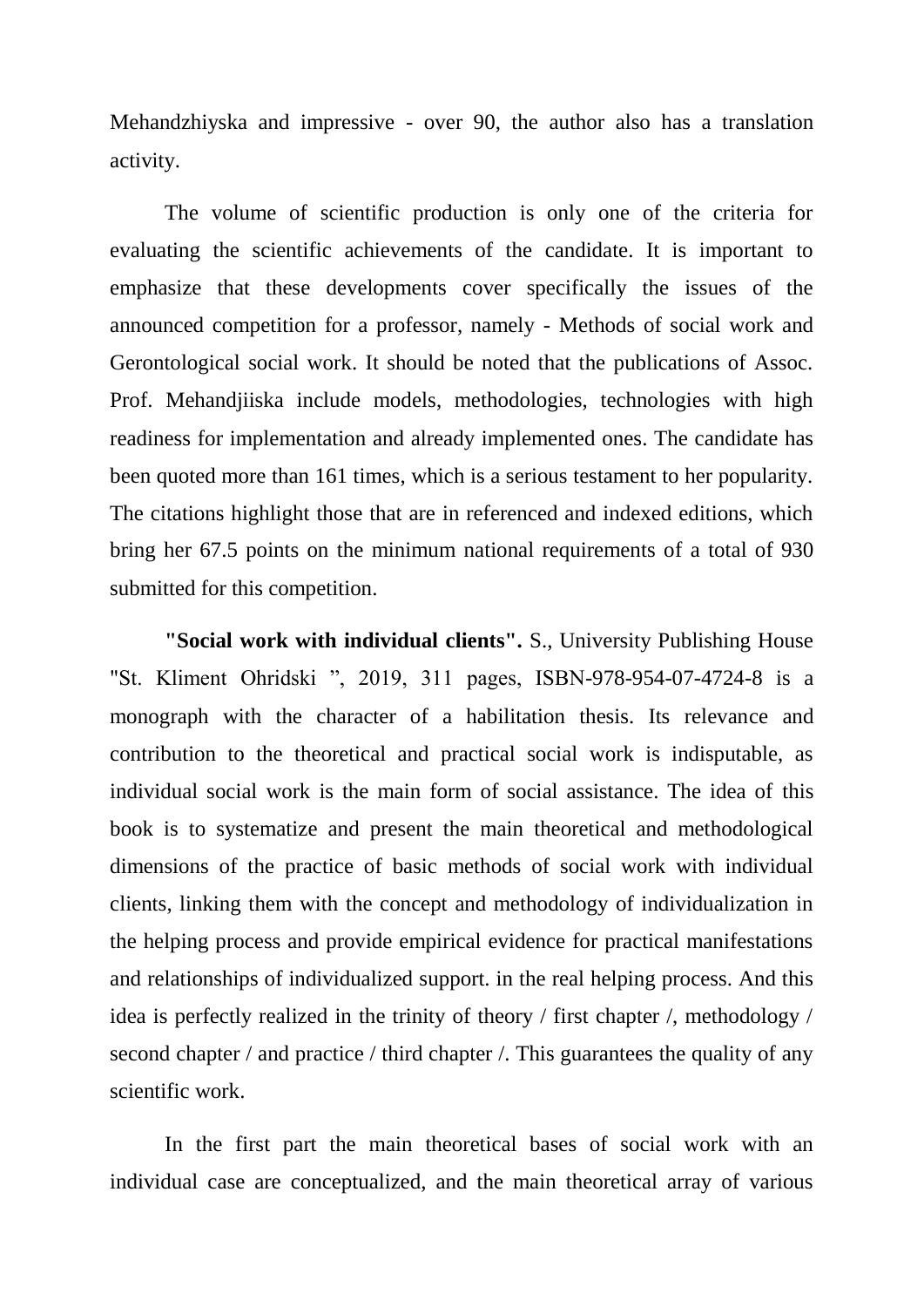Mehandzhiyska and impressive - over 90, the author also has a translation activity.

The volume of scientific production is only one of the criteria for evaluating the scientific achievements of the candidate. It is important to emphasize that these developments cover specifically the issues of the announced competition for a professor, namely - Methods of social work and Gerontological social work. It should be noted that the publications of Assoc. Prof. Mehandjiiska include models, methodologies, technologies with high readiness for implementation and already implemented ones. The candidate has been quoted more than 161 times, which is a serious testament to her popularity. The citations highlight those that are in referenced and indexed editions, which bring her 67.5 points on the minimum national requirements of a total of 930 submitted for this competition.

**"Social work with individual clients".** S., University Publishing House "St. Kliment Ohridski ", 2019, 311 pages, ISBN-978-954-07-4724-8 is a monograph with the character of a habilitation thesis. Its relevance and contribution to the theoretical and practical social work is indisputable, as individual social work is the main form of social assistance. The idea of this book is to systematize and present the main theoretical and methodological dimensions of the practice of basic methods of social work with individual clients, linking them with the concept and methodology of individualization in the helping process and provide empirical evidence for practical manifestations and relationships of individualized support. in the real helping process. And this idea is perfectly realized in the trinity of theory / first chapter /, methodology / second chapter / and practice / third chapter /. This guarantees the quality of any scientific work.

In the first part the main theoretical bases of social work with an individual case are conceptualized, and the main theoretical array of various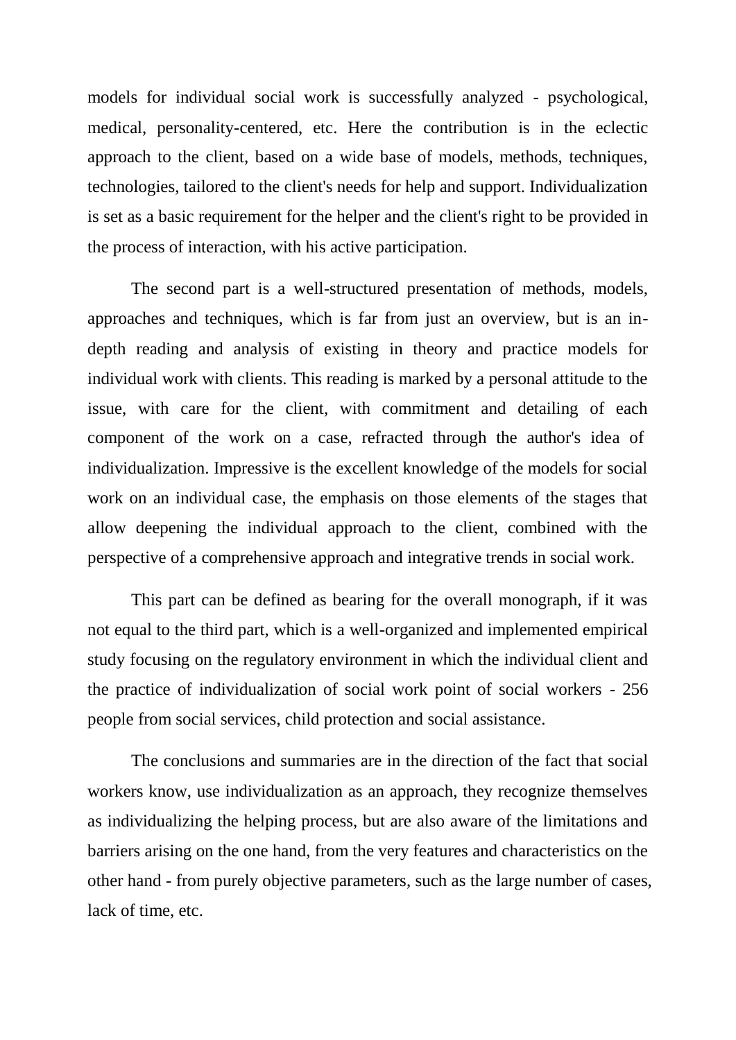models for individual social work is successfully analyzed - psychological, medical, personality-centered, etc. Here the contribution is in the eclectic approach to the client, based on a wide base of models, methods, techniques, technologies, tailored to the client's needs for help and support. Individualization is set as a basic requirement for the helper and the client's right to be provided in the process of interaction, with his active participation.

The second part is a well-structured presentation of methods, models, approaches and techniques, which is far from just an overview, but is an in-depth reading and analysis of existing in theory and practice models for individual work with clients. This reading is marked by a personal attitude to the issue, with care for the client, with commitment and detailing of each component of the work on a case, refracted through the author's idea of individualization. Impressive is the excellent knowledge of the models for social work on an individual case, the emphasis on those elements of the stages that allow deepening the individual approach to the client, combined with the perspective of a comprehensive approach and integrative trends in social work.

This part can be defined as bearing for the overall monograph, if it was not equal to the third part, which is a well-organized and implemented empirical study focusing on the regulatory environment in which the individual client and the practice of individualization of social work point of social workers - 256 people from social services, child protection and social assistance.

The conclusions and summaries are in the direction of the fact that social workers know, use individualization as an approach, they recognize themselves as individualizing the helping process, but are also aware of the limitations and barriers arising on the one hand, from the very features and characteristics on the other hand - from purely objective parameters, such as the large number of cases, lack of time, etc.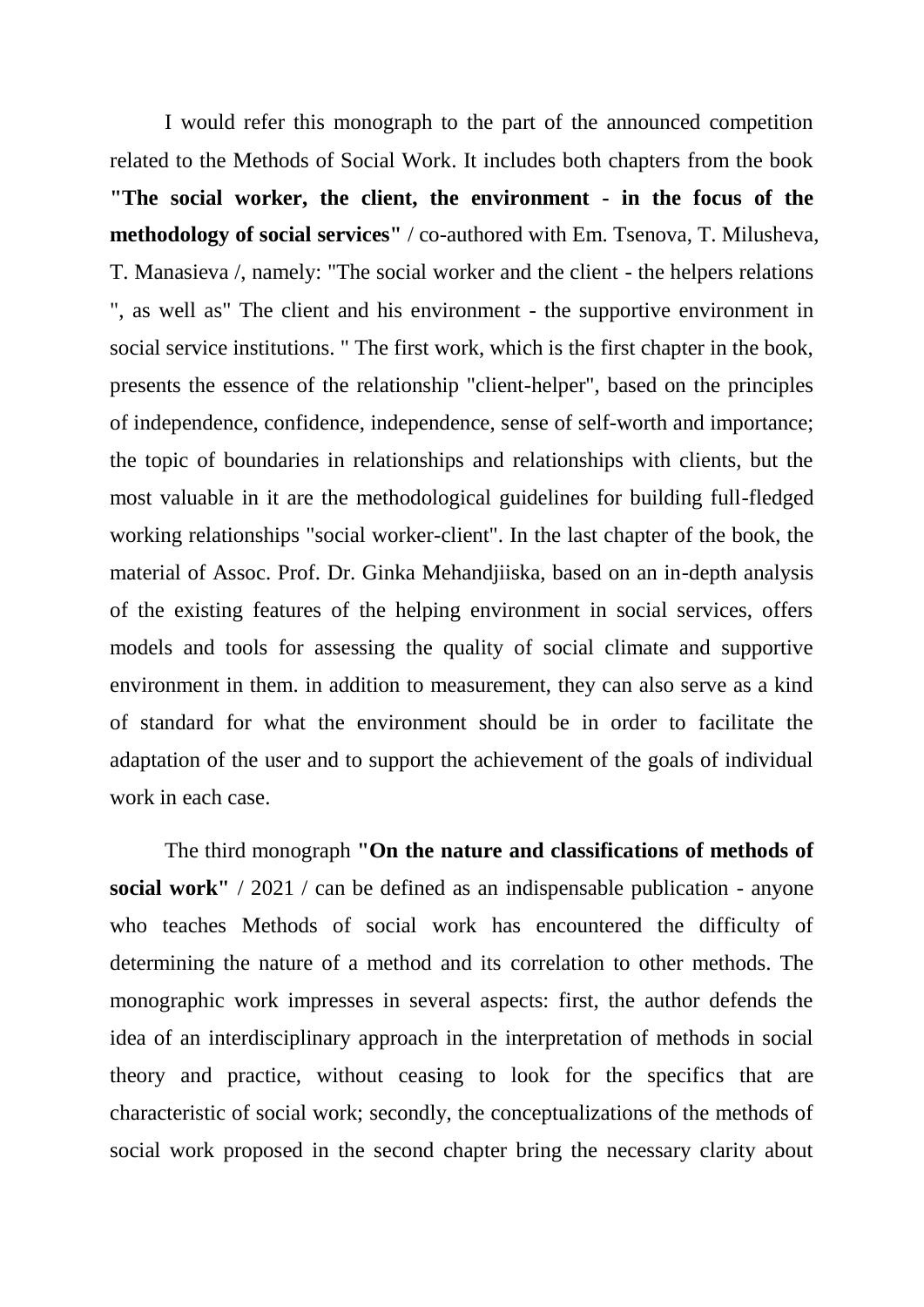I would refer this monograph to the part of the announced competition related to the Methods of Social Work. It includes both chapters from the book **"The social worker, the client, the environment - in the focus of the methodology of social services"** / co-authored with Em. Tsenova, T. Milusheva, T. Manasieva /, namely: "The social worker and the client - the helpers relations ", as well as" The client and his environment - the supportive environment in social service institutions. " The first work, which is the first chapter in the book, presents the essence of the relationship "client-helper", based on the principles of independence, confidence, independence, sense of self-worth and importance; the topic of boundaries in relationships and relationships with clients, but the most valuable in it are the methodological guidelines for building full-fledged working relationships "social worker-client". In the last chapter of the book, the material of Assoc. Prof. Dr. Ginka Mehandjiiska, based on an in-depth analysis of the existing features of the helping environment in social services, offers models and tools for assessing the quality of social climate and supportive environment in them. in addition to measurement, they can also serve as a kind of standard for what the environment should be in order to facilitate the adaptation of the user and to support the achievement of the goals of individual work in each case.

The third monograph **"On the nature and classifications of methods of social work"** / 2021 / can be defined as an indispensable publication - anyone who teaches Methods of social work has encountered the difficulty of determining the nature of a method and its correlation to other methods. The monographic work impresses in several aspects: first, the author defends the idea of an interdisciplinary approach in the interpretation of methods in social theory and practice, without ceasing to look for the specifics that are characteristic of social work; secondly, the conceptualizations of the methods of social work proposed in the second chapter bring the necessary clarity about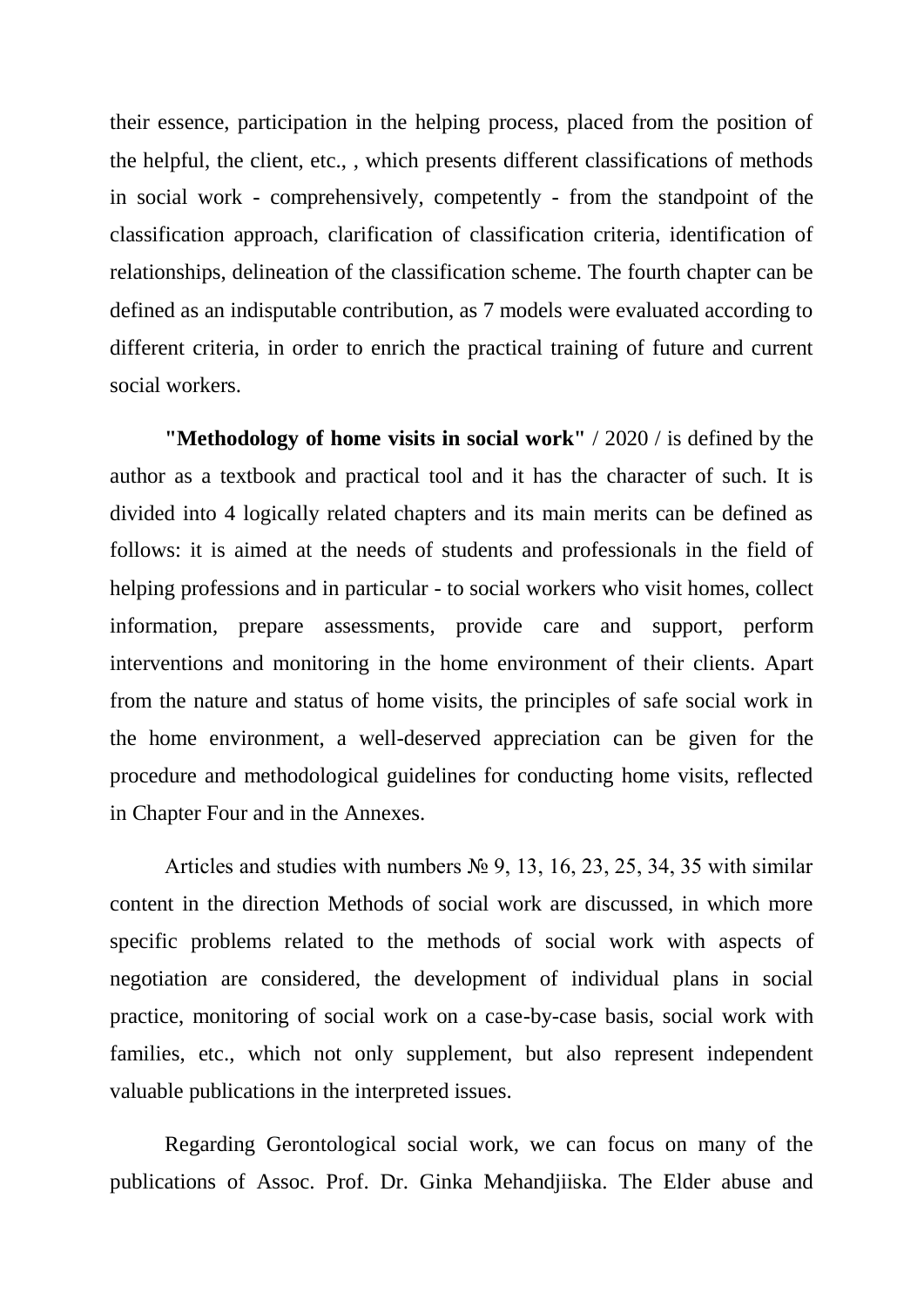their essence, participation in the helping process, placed from the position of the helpful, the client, etc., , which presents different classifications of methods in social work - comprehensively, competently - from the standpoint of the classification approach, clarification of classification criteria, identification of relationships, delineation of the classification scheme. The fourth chapter can be defined as an indisputable contribution, as 7 models were evaluated according to different criteria, in order to enrich the practical training of future and current social workers.

**"Methodology of home visits in social work"** / 2020 / is defined by the author as a textbook and practical tool and it has the character of such. It is divided into 4 logically related chapters and its main merits can be defined as follows: it is aimed at the needs of students and professionals in the field of helping professions and in particular - to social workers who visit homes, collect information, prepare assessments, provide care and support, perform interventions and monitoring in the home environment of their clients. Apart from the nature and status of home visits, the principles of safe social work in the home environment, a well-deserved appreciation can be given for the procedure and methodological guidelines for conducting home visits, reflected in Chapter Four and in the Annexes.

Articles and studies with numbers № 9, 13, 16, 23, 25, 34, 35 with similar content in the direction Methods of social work are discussed, in which more specific problems related to the methods of social work with aspects of negotiation are considered, the development of individual plans in social practice, monitoring of social work on a case-by-case basis, social work with families, etc., which not only supplement, but also represent independent valuable publications in the interpreted issues.

Regarding Gerontological social work, we can focus on many of the publications of Assoc. Prof. Dr. Ginka Mehandjiiska. The Elder abuse and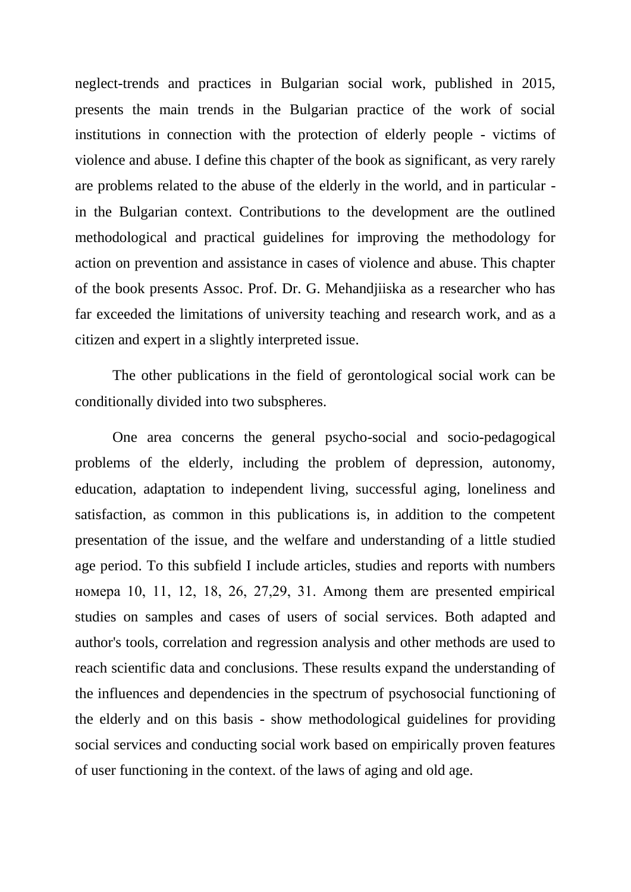neglect-trends and practices in Bulgarian social work, published in 2015, presents the main trends in the Bulgarian practice of the work of social institutions in connection with the protection of elderly people - victims of violence and abuse. I define this chapter of the book as significant, as very rarely are problems related to the abuse of the elderly in the world, and in particular - in the Bulgarian context. Contributions to the development are the outlined methodological and practical guidelines for improving the methodology for action on prevention and assistance in cases of violence and abuse. This chapter of the book presents Assoc. Prof. Dr. G. Mehandjiiska as a researcher who has far exceeded the limitations of university teaching and research work, and as a citizen and expert in a slightly interpreted issue.

The other publications in the field of gerontological social work can be conditionally divided into two subspheres.

One area concerns the general psycho-social and socio-pedagogical problems of the elderly, including the problem of depression, autonomy, education, adaptation to independent living, successful aging, loneliness and satisfaction, as common in this publications is, in addition to the competent presentation of the issue, and the welfare and understanding of a little studied age period. To this subfield I include articles, studies and reports with numbers номера 10, 11, 12, 18, 26, 27,29, 31. Among them are presented empirical studies on samples and cases of users of social services. Both adapted and author's tools, correlation and regression analysis and other methods are used to reach scientific data and conclusions. These results expand the understanding of the influences and dependencies in the spectrum of psychosocial functioning of the elderly and on this basis - show methodological guidelines for providing social services and conducting social work based on empirically proven features of user functioning in the context. of the laws of aging and old age.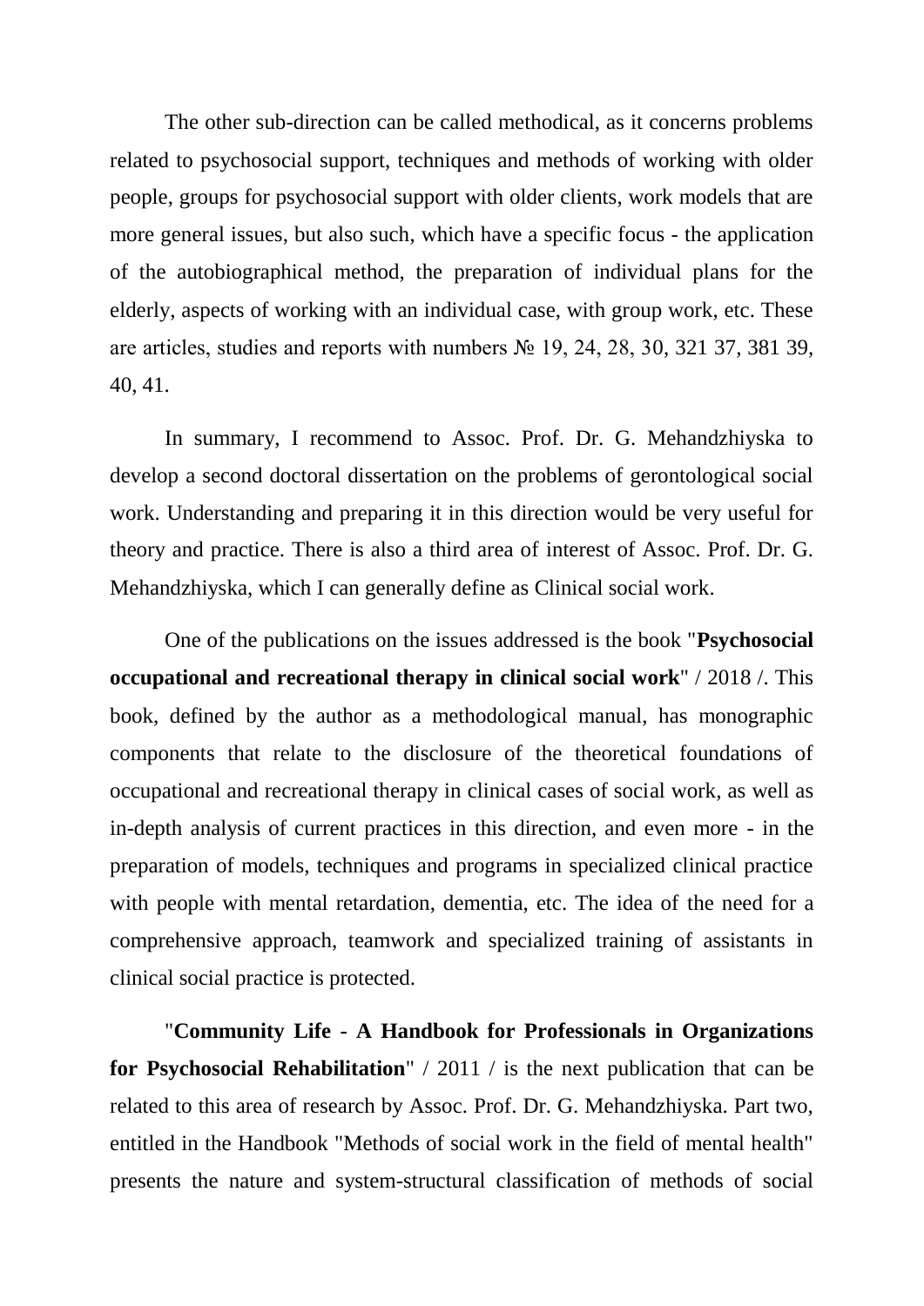The other sub-direction can be called methodical, as it concerns problems related to psychosocial support, techniques and methods of working with older people, groups for psychosocial support with older clients, work models that are more general issues, but also such, which have a specific focus - the application of the autobiographical method, the preparation of individual plans for the elderly, aspects of working with an individual case, with group work, etc. These are articles, studies and reports with numbers № 19, 24, 28, 30, 321 37, 381 39, 40, 41.

In summary, I recommend to Assoc. Prof. Dr. G. Mehandzhiyska to develop a second doctoral dissertation on the problems of gerontological social work. Understanding and preparing it in this direction would be very useful for theory and practice. There is also a third area of interest of Assoc. Prof. Dr. G. Mehandzhiyska, which I can generally define as Clinical social work.

One of the publications on the issues addressed is the book "**Psychosocial occupational and recreational therapy in clinical social work**" / 2018 /. This book, defined by the author as a methodological manual, has monographic components that relate to the disclosure of the theoretical foundations of occupational and recreational therapy in clinical cases of social work, as well as in-depth analysis of current practices in this direction, and even more - in the preparation of models, techniques and programs in specialized clinical practice with people with mental retardation, dementia, etc. The idea of the need for a comprehensive approach, teamwork and specialized training of assistants in clinical social practice is protected.

"**Community Life - A Handbook for Professionals in Organizations for Psychosocial Rehabilitation**" / 2011 / is the next publication that can be related to this area of research by Assoc. Prof. Dr. G. Mehandzhiyska. Part two, entitled in the Handbook "Methods of social work in the field of mental health" presents the nature and system-structural classification of methods of social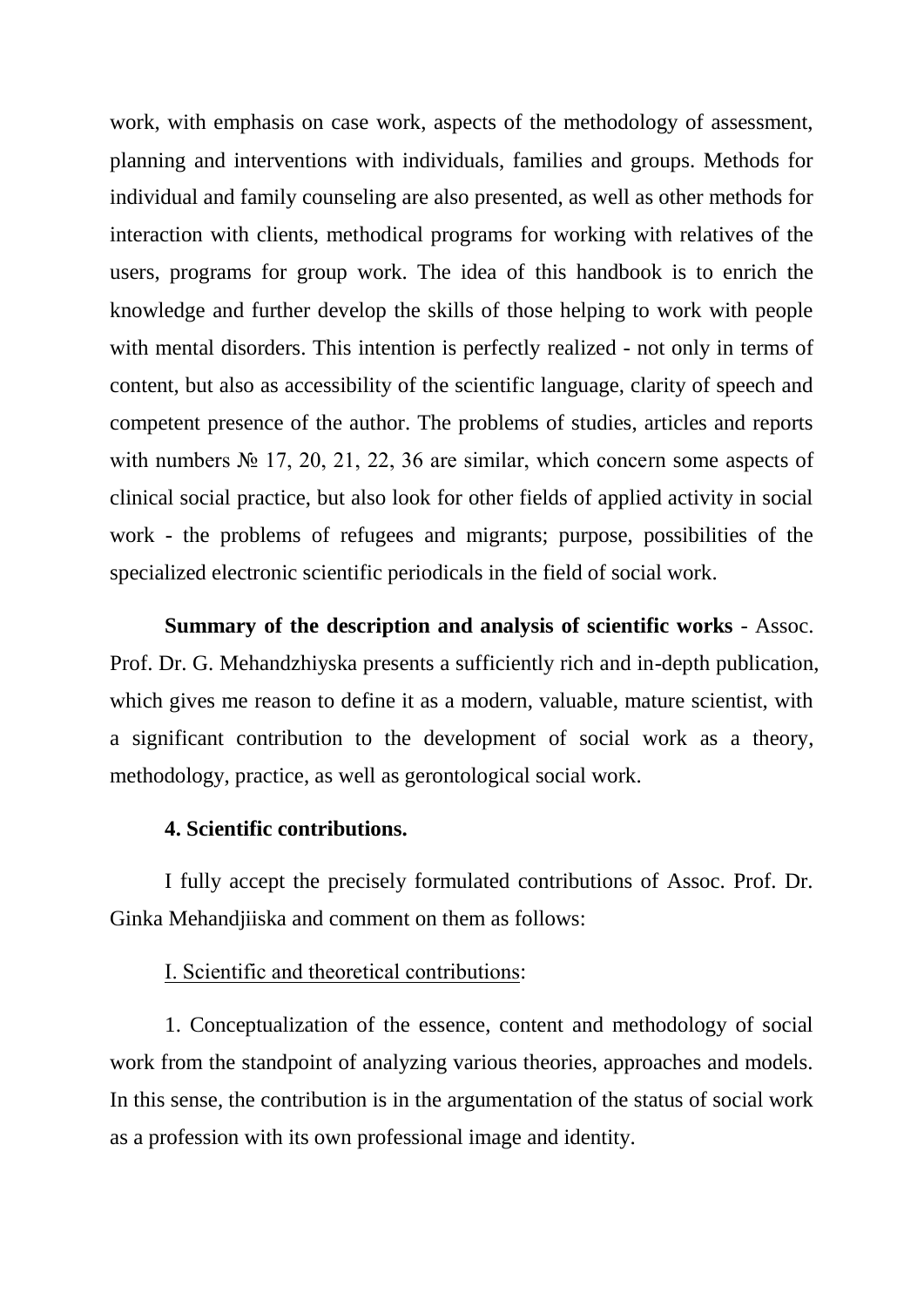work, with emphasis on case work, aspects of the methodology of assessment, planning and interventions with individuals, families and groups. Methods for individual and family counseling are also presented, as well as other methods for interaction with clients, methodical programs for working with relatives of the users, programs for group work. The idea of this handbook is to enrich the knowledge and further develop the skills of those helping to work with people with mental disorders. This intention is perfectly realized - not only in terms of content, but also as accessibility of the scientific language, clarity of speech and competent presence of the author. The problems of studies, articles and reports with numbers № 17, 20, 21, 22, 36 are similar, which concern some aspects of clinical social practice, but also look for other fields of applied activity in social work - the problems of refugees and migrants; purpose, possibilities of the specialized electronic scientific periodicals in the field of social work.

**Summary of the description and analysis of scientific works** - Assoc. Prof. Dr. G. Mehandzhiyska presents a sufficiently rich and in-depth publication, which gives me reason to define it as a modern, valuable, mature scientist, with a significant contribution to the development of social work as a theory, methodology, practice, as well as gerontological social work.

**4. Scientific contributions.**

I fully accept the precisely formulated contributions of Assoc. Prof. Dr. Ginka Mehandjiiska and comment on them as follows:

<u>I. Scientific and theoretical contributions</u>:

1. Conceptualization of the essence, content and methodology of social work from the standpoint of analyzing various theories, approaches and models. In this sense, the contribution is in the argumentation of the status of social work as a profession with its own professional image and identity.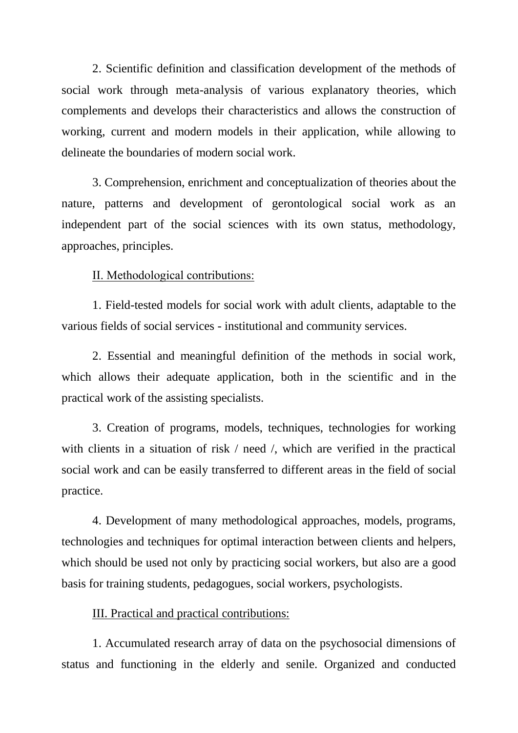2. Scientific definition and classification development of the methods of social work through meta-analysis of various explanatory theories, which complements and develops their characteristics and allows the construction of working, current and modern models in their application, while allowing to delineate the boundaries of modern social work.

3. Comprehension, enrichment and conceptualization of theories about the nature, patterns and development of gerontological social work as an independent part of the social sciences with its own status, methodology, approaches, principles.

II. Methodological contributions:

1. Field-tested models for social work with adult clients, adaptable to the various fields of social services - institutional and community services.

2. Essential and meaningful definition of the methods in social work, which allows their adequate application, both in the scientific and in the practical work of the assisting specialists.

3. Creation of programs, models, techniques, technologies for working with clients in a situation of risk / need /, which are verified in the practical social work and can be easily transferred to different areas in the field of social practice.

4. Development of many methodological approaches, models, programs, technologies and techniques for optimal interaction between clients and helpers, which should be used not only by practicing social workers, but also are a good basis for training students, pedagogues, social workers, psychologists.

III. Practical and practical contributions:

1. Accumulated research array of data on the psychosocial dimensions of status and functioning in the elderly and senile. Organized and conducted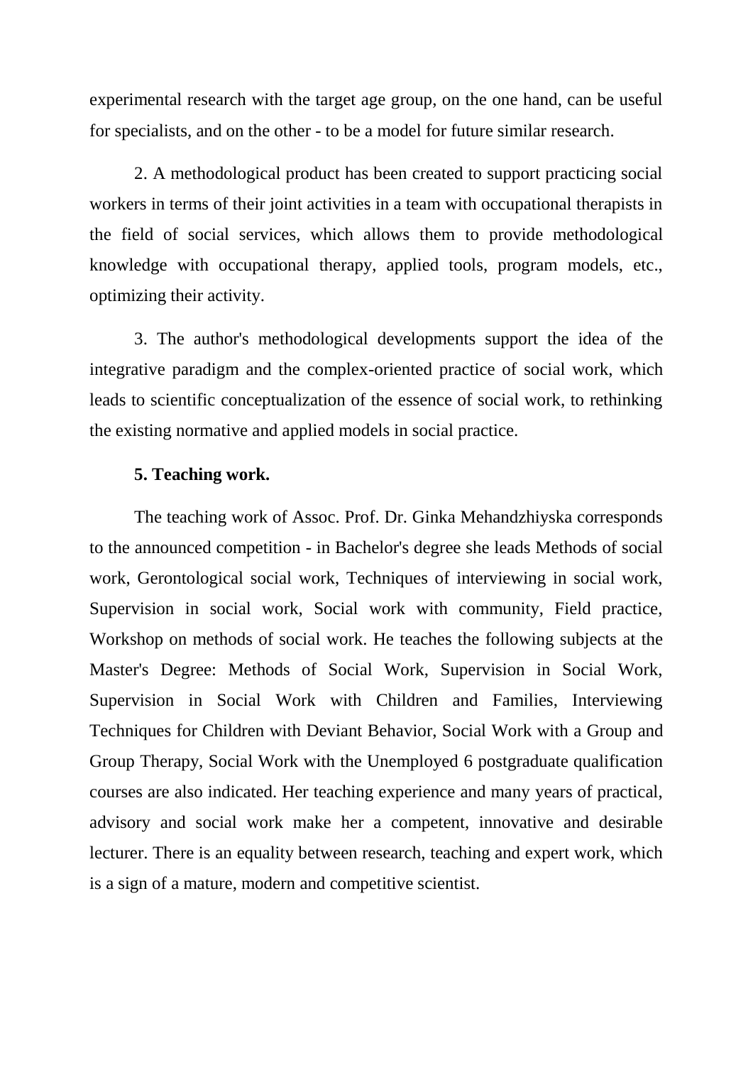experimental research with the target age group, on the one hand, can be useful for specialists, and on the other - to be a model for future similar research.

2. A methodological product has been created to support practicing social workers in terms of their joint activities in a team with occupational therapists in the field of social services, which allows them to provide methodological knowledge with occupational therapy, applied tools, program models, etc., optimizing their activity.

3. The author's methodological developments support the idea of the integrative paradigm and the complex-oriented practice of social work, which leads to scientific conceptualization of the essence of social work, to rethinking the existing normative and applied models in social practice.

**5. Teaching work.**

The teaching work of Assoc. Prof. Dr. Ginka Mehandzhiyska corresponds to the announced competition - in Bachelor's degree she leads Methods of social work, Gerontological social work, Techniques of interviewing in social work, Supervision in social work, Social work with community, Field practice, Workshop on methods of social work. He teaches the following subjects at the Master's Degree: Methods of Social Work, Supervision in Social Work, Supervision in Social Work with Children and Families, Interviewing Techniques for Children with Deviant Behavior, Social Work with a Group and Group Therapy, Social Work with the Unemployed 6 postgraduate qualification courses are also indicated. Her teaching experience and many years of practical, advisory and social work make her a competent, innovative and desirable lecturer. There is an equality between research, teaching and expert work, which is a sign of a mature, modern and competitive scientist.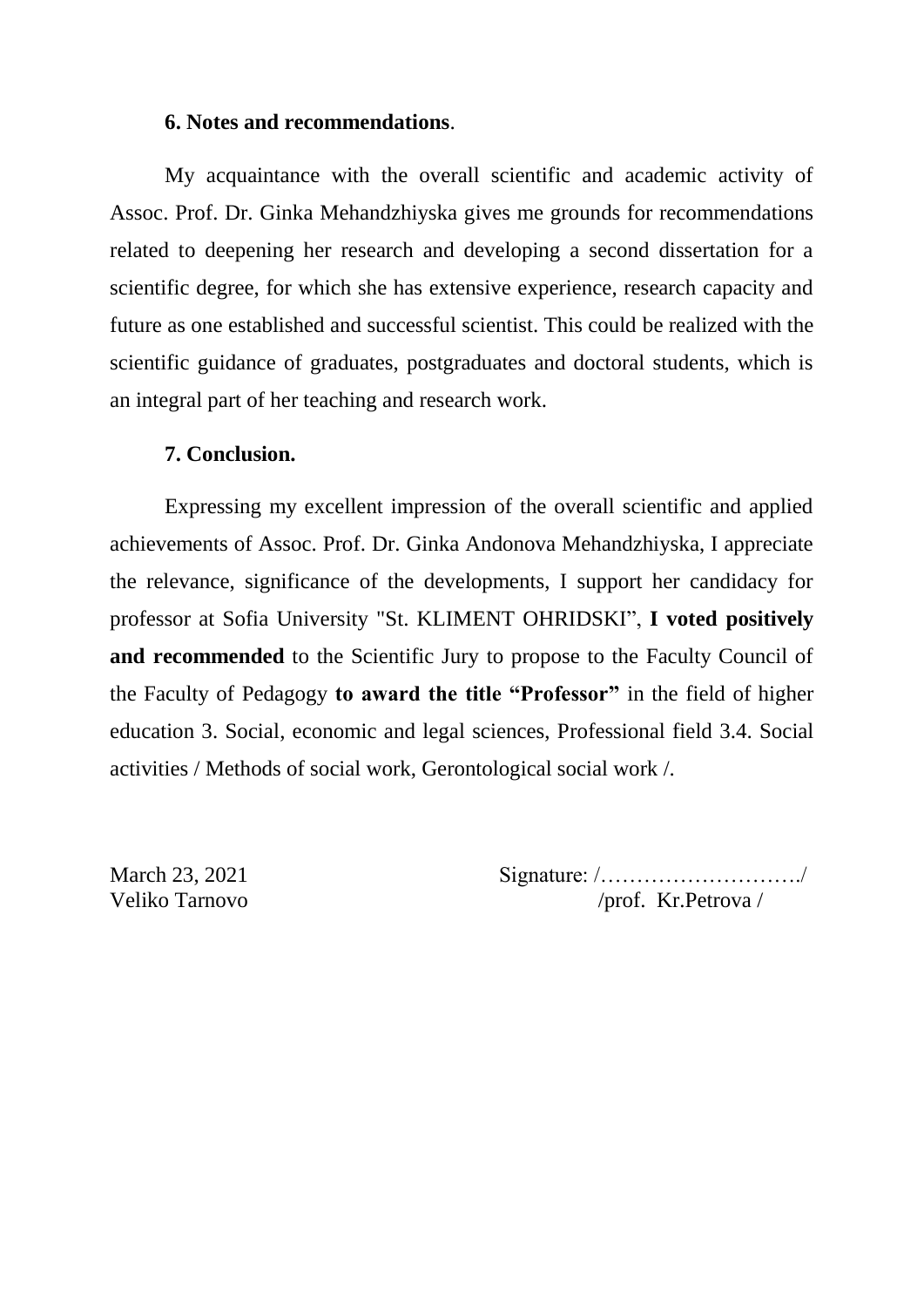**6. Notes and recommendations**.

My acquaintance with the overall scientific and academic activity of Assoc. Prof. Dr. Ginka Mehandzhiyska gives me grounds for recommendations related to deepening her research and developing a second dissertation for a scientific degree, for which she has extensive experience, research capacity and future as one established and successful scientist. This could be realized with the scientific guidance of graduates, postgraduates and doctoral students, which is an integral part of her teaching and research work.

**7. Conclusion.**

Expressing my excellent impression of the overall scientific and applied achievements of Assoc. Prof. Dr. Ginka Andonova Mehandzhiyska, I appreciate the relevance, significance of the developments, I support her candidacy for professor at Sofia University "St. KLIMENT OHRIDSKI", **I voted positively and recommended** to the Scientific Jury to propose to the Faculty Council of the Faculty of Pedagogy **to award the title "Professor"** in the field of higher education 3. Social, economic and legal sciences, Professional field 3.4. Social activities / Methods of social work, Gerontological social work /.

March 23, 2021 Signature: /………………………./

Veliko Tarnovo /prof. Kr.Petrova /